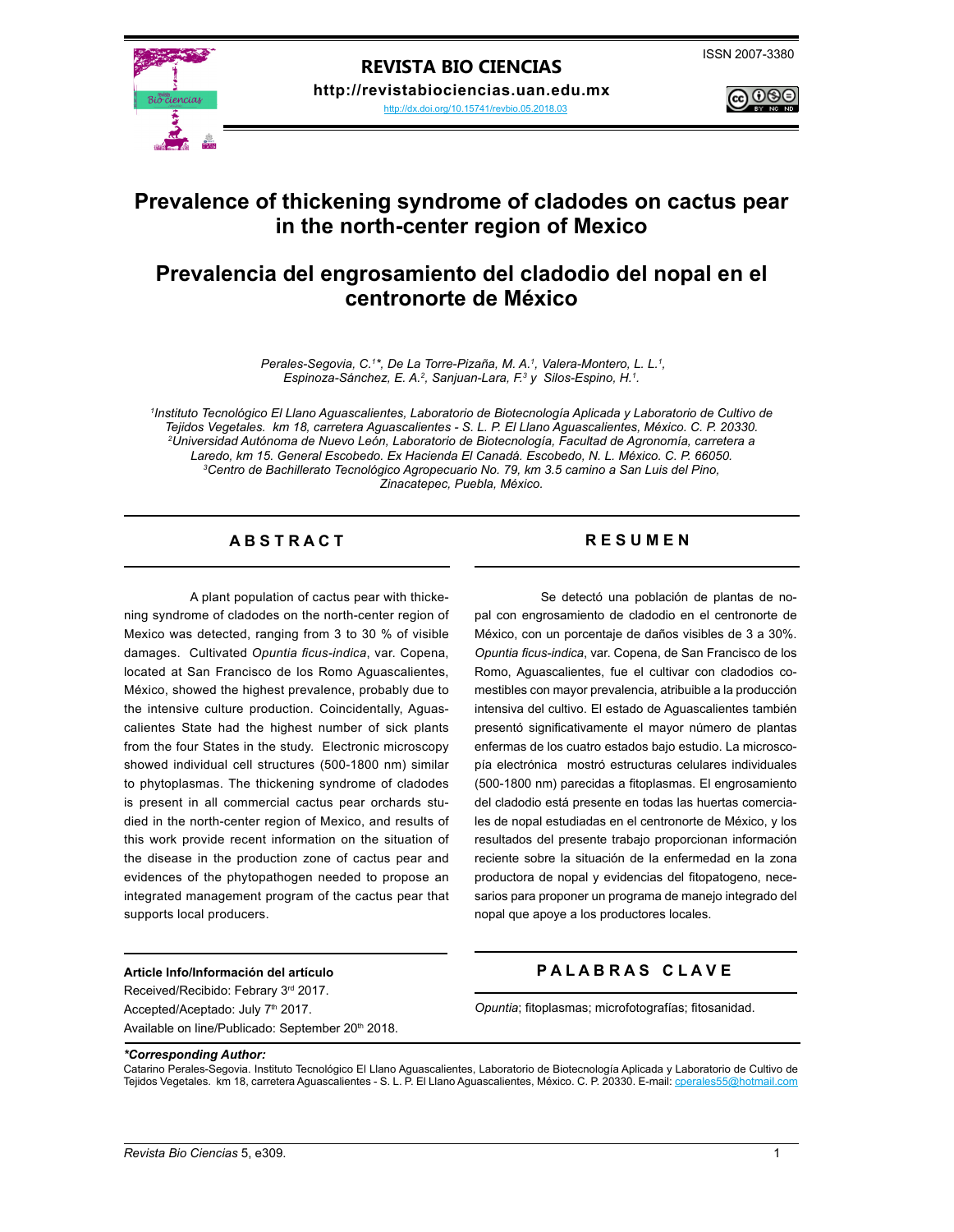# Prevalence of thickening syndrome of cladodes on cactus pear in the north-center region of Mexico

# Prevalencia del engrosamiento del cladodio del nopal en el centronorte de México

*Perales-Segovia, C.[1]\*, De La Torre-Pizaña, M. A.[1], Valera-Montero, L. L.[1], Espinoza-Sánchez, E. A.[2], Sanjuan-Lara, F.[3] y Silos-Espino, H.[1].*

*[1]Instituto Tecnológico El Llano Aguascalientes, Laboratorio de Biotecnología Aplicada y Laboratorio de Cultivo de Tejidos Vegetales. km 18, carretera Aguascalientes - S. L. P. El Llano Aguascalientes, México. C. P. 20330.*
*[2]Universidad Autónoma de Nuevo León, Laboratorio de Biotecnología, Facultad de Agronomía, carretera a Laredo, km 15. General Escobedo. Ex Hacienda El Canadá. Escobedo, N. L. México. C. P. 66050.*
*[3]Centro de Bachillerato Tecnológico Agropecuario No. 79, km 3.5 camino a San Luis del Pino, Zinacatepec, Puebla, México.*

## ABSTRACT

A plant population of cactus pear with thickening syndrome of cladodes on the north-center region of Mexico was detected, ranging from 3 to 30 % of visible damages. Cultivated *Opuntia ficus-indica*, var. Copena, located at San Francisco de los Romo Aguascalientes, México, showed the highest prevalence, probably due to the intensive culture production. Coincidentally, Aguascalientes State had the highest number of sick plants from the four States in the study. Electronic microscopy showed individual cell structures (500-1800 nm) similar to phytoplasmas. The thickening syndrome of cladodes is present in all commercial cactus pear orchards studied in the north-center region of Mexico, and results of this work provide recent information on the situation of the disease in the production zone of cactus pear and evidences of the phytopathogen needed to propose an integrated management program of the cactus pear that supports local producers.

## RESUMEN

Se detectó una población de plantas de nopal con engrosamiento de cladodio en el centronorte de México, con un porcentaje de daños visibles de 3 a 30%. *Opuntia ficus-indica*, var. Copena, de San Francisco de los Romo, Aguascalientes, fue el cultivar con cladodios comestibles con mayor prevalencia, atribuible a la producción intensiva del cultivo. El estado de Aguascalientes también presentó significativamente el mayor número de plantas enfermas de los cuatro estados bajo estudio. La microscopía electrónica mostró estructuras celulares individuales (500-1800 nm) parecidas a fitoplasmas. El engrosamiento del cladodio está presente en todas las huertas comerciales de nopal estudiadas en el centronorte de México, y los resultados del presente trabajo proporcionan información reciente sobre la situación de la enfermedad en la zona productora de nopal y evidencias del fitopatogeno necesarios para proponer un programa de manejo integrado del nopal que apoye a los productores locales.

**Article Info/Información del artículo**
Received/Recibido: Febrary 3rd 2017.
Accepted/Aceptado: July 7th 2017.
Available on line/Publicado: September 20th 2018.

## PALABRAS CLAVE

*Opuntia*; fitoplasmas; microfotografías; fitosanidad.

***\*Corresponding Author:***
Catarino Perales-Segovia. Instituto Tecnológico El Llano Aguascalientes, Laboratorio de Biotecnología Aplicada y Laboratorio de Cultivo de Tejidos Vegetales. km 18, carretera Aguascalientes - S. L. P. El Llano Aguascalientes, México. C. P. 20330. E-mail: cperales55@hotmail.com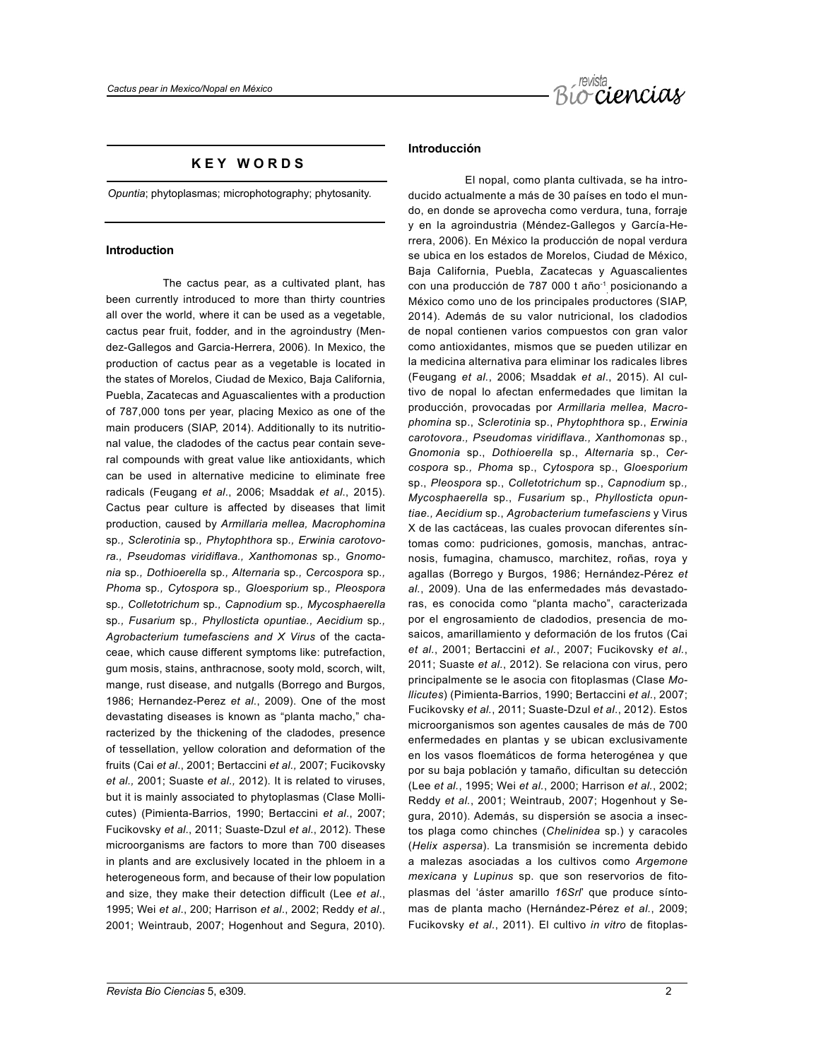## KEY WORDS

*Opuntia*; phytoplasmas; microphotography; phytosanity.

## Introduction

The cactus pear, as a cultivated plant, has been currently introduced to more than thirty countries all over the world, where it can be used as a vegetable, cactus pear fruit, fodder, and in the agroindustry (Mendez-Gallegos and Garcia-Herrera, 2006). In Mexico, the production of cactus pear as a vegetable is located in the states of Morelos, Ciudad de Mexico, Baja California, Puebla, Zacatecas and Aguascalientes with a production of 787,000 tons per year, placing Mexico as one of the main producers (SIAP, 2014). Additionally to its nutritional value, the cladodes of the cactus pear contain several compounds with great value like antioxidants, which can be used in alternative medicine to eliminate free radicals (Feugang *et al*., 2006; Msaddak *et al*., 2015). Cactus pear culture is affected by diseases that limit production, caused by *Armillaria mellea, Macrophomina* sp.*, Sclerotinia* sp.*, Phytophthora* sp.*, Erwinia carotovora., Pseudomas viridiflava., Xanthomonas* sp.*, Gnomonia* sp.*, Dothioerella* sp.*, Alternaria* sp.*, Cercospora* sp.*, Phoma* sp.*, Cytospora* sp.*, Gloesporium* sp.*, Pleospora* sp.*, Colletotrichum* sp.*, Capnodium* sp.*, Mycosphaerella* sp.*, Fusarium* sp.*, Phyllosticta opuntiae., Aecidium* sp.*, Agrobacterium tumefasciens and X Virus* of the cactaceae, which cause different symptoms like: putrefaction, gum mosis, stains, anthracnose, sooty mold, scorch, wilt, mange, rust disease, and nutgalls (Borrego and Burgos, 1986; Hernandez-Perez *et al*., 2009). One of the most devastating diseases is known as "planta macho," characterized by the thickening of the cladodes, presence of tessellation, yellow coloration and deformation of the fruits (Cai *et al*., 2001; Bertaccini *et al.,* 2007; Fucikovsky *et al.,* 2001; Suaste *et al.,* 2012). It is related to viruses, but it is mainly associated to phytoplasmas (Clase Mollicutes) (Pimienta-Barrios, 1990; Bertaccini *et al*., 2007; Fucikovsky *et al*., 2011; Suaste-Dzul *et al*., 2012). These microorganisms are factors to more than 700 diseases in plants and are exclusively located in the phloem in a heterogeneous form, and because of their low population and size, they make their detection difficult (Lee *et al*., 1995; Wei *et al*., 200; Harrison *et al*., 2002; Reddy *et al*., 2001; Weintraub, 2007; Hogenhout and Segura, 2010).

## Introducción

El nopal, como planta cultivada, se ha introducido actualmente a más de 30 países en todo el mundo, en donde se aprovecha como verdura, tuna, forraje y en la agroindustria (Méndez-Gallegos y García-Herrera, 2006). En México la producción de nopal verdura se ubica en los estados de Morelos, Ciudad de México, Baja California, Puebla, Zacatecas y Aguascalientes con una producción de 787 000 t año$^{-1}$ posicionando a México como uno de los principales productores (SIAP, 2014). Además de su valor nutricional, los cladodios de nopal contienen varios compuestos con gran valor como antioxidantes, mismos que se pueden utilizar en la medicina alternativa para eliminar los radicales libres (Feugang *et al.*, 2006; Msaddak *et al*., 2015). Al cultivo de nopal lo afectan enfermedades que limitan la producción, provocadas por *Armillaria mellea, Macrophomina* sp., *Sclerotinia* sp., *Phytophthora* sp., *Erwinia carotovora., Pseudomas viridiflava., Xanthomonas* sp., *Gnomonia* sp., *Dothioerella* sp., *Alternaria* sp., *Cercospora* sp.*, Phoma* sp., *Cytospora* sp., *Gloesporium* sp., *Pleospora* sp., *Colletotrichum* sp., *Capnodium* sp.*, Mycosphaerella* sp., *Fusarium* sp., *Phyllosticta opuntiae., Aecidium* sp., *Agrobacterium tumefasciens* y Virus X de las cactáceas, las cuales provocan diferentes síntomas como: pudriciones, gomosis, manchas, antracnosis, fumagina, chamusco, marchitez, roñas, roya y agallas (Borrego y Burgos, 1986; Hernández-Pérez *et al.*, 2009). Una de las enfermedades más devastadoras, es conocida como "planta macho", caracterizada por el engrosamiento de cladodios, presencia de mosaicos, amarillamiento y deformación de los frutos (Cai *et al.*, 2001; Bertaccini *et al.*, 2007; Fucikovsky *et al.*, 2011; Suaste *et al.*, 2012). Se relaciona con virus, pero principalmente se le asocia con fitoplasmas (Clase *Mollicutes*) (Pimienta-Barrios, 1990; Bertaccini *et al.*, 2007; Fucikovsky *et al.*, 2011; Suaste-Dzul *et al.*, 2012). Estos microorganismos son agentes causales de más de 700 enfermedades en plantas y se ubican exclusivamente en los vasos floemáticos de forma heterogénea y que por su baja población y tamaño, dificultan su detección (Lee *et al.*, 1995; Wei *et al.*, 2000; Harrison *et al.*, 2002; Reddy *et al.*, 2001; Weintraub, 2007; Hogenhout y Segura, 2010). Además, su dispersión se asocia a insectos plaga como chinches (*Chelinidea* sp.) y caracoles (*Helix aspersa*). La transmisión se incrementa debido a malezas asociadas a los cultivos como *Argemone mexicana* y *Lupinus* sp. que son reservorios de fitoplasmas del 'áster amarillo *16SrI*' que produce síntomas de planta macho (Hernández-Pérez *et al.*, 2009; Fucikovsky *et al.*, 2011). El cultivo *in vitro* de fitoplas-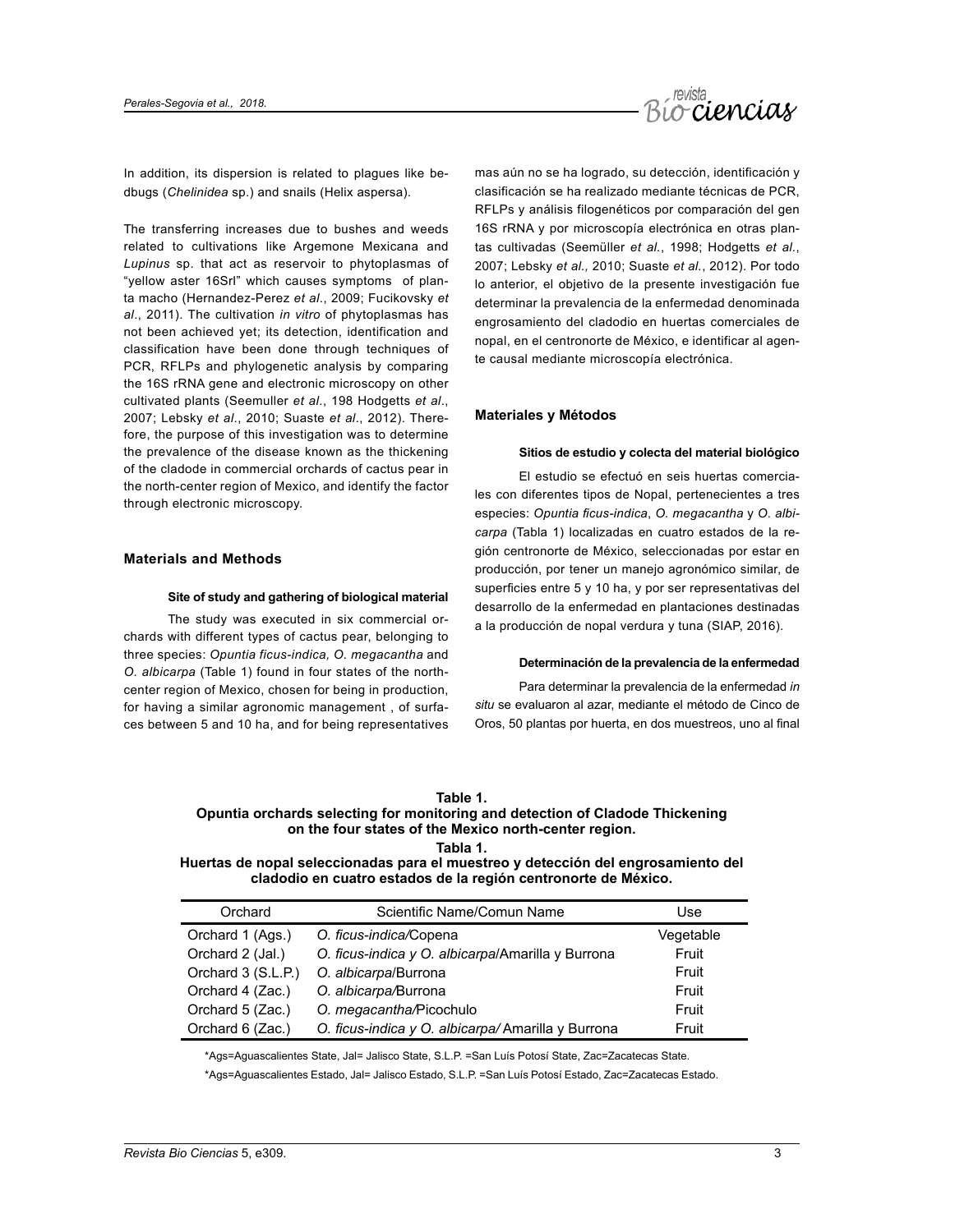In addition, its dispersion is related to plagues like bedbugs (*Chelinidea* sp.) and snails (Helix aspersa).

The transferring increases due to bushes and weeds related to cultivations like Argemone Mexicana and *Lupinus* sp. that act as reservoir to phytoplasmas of "yellow aster 16SrI" which causes symptoms of planta macho (Hernandez-Perez *et al*., 2009; Fucikovsky *et al*., 2011). The cultivation *in vitro* of phytoplasmas has not been achieved yet; its detection, identification and classification have been done through techniques of PCR, RFLPs and phylogenetic analysis by comparing the 16S rRNA gene and electronic microscopy on other cultivated plants (Seemuller *et al*., 198 Hodgetts *et al*., 2007; Lebsky *et al*., 2010; Suaste *et al*., 2012). Therefore, the purpose of this investigation was to determine the prevalence of the disease known as the thickening of the cladode in commercial orchards of cactus pear in the north-center region of Mexico, and identify the factor through electronic microscopy.

## Materials and Methods

### Site of study and gathering of biological material

The study was executed in six commercial orchards with different types of cactus pear, belonging to three species: *Opuntia ficus-indica, O. megacantha* and *O. albicarpa* (Table 1) found in four states of the north-center region of Mexico, chosen for being in production, for having a similar agronomic management , of surfaces between 5 and 10 ha, and for being representatives

mas aún no se ha logrado, su detección, identificación y clasificación se ha realizado mediante técnicas de PCR, RFLPs y análisis filogenéticos por comparación del gen 16S rRNA y por microscopía electrónica en otras plantas cultivadas (Seemüller *et al*., 1998; Hodgetts *et al*., 2007; Lebsky *et al.,* 2010; Suaste *et al*., 2012). Por todo lo anterior, el objetivo de la presente investigación fue determinar la prevalencia de la enfermedad denominada engrosamiento del cladodio en huertas comerciales de nopal, en el centronorte de México, e identificar al agente causal mediante microscopía electrónica.

## Materiales y Métodos

### Sitios de estudio y colecta del material biológico

El estudio se efectuó en seis huertas comerciales con diferentes tipos de Nopal, pertenecientes a tres especies: *Opuntia ficus-indica*, *O. megacantha* y *O. albicarpa* (Tabla 1) localizadas en cuatro estados de la región centronorte de México, seleccionadas por estar en producción, por tener un manejo agronómico similar, de superficies entre 5 y 10 ha, y por ser representativas del desarrollo de la enfermedad en plantaciones destinadas a la producción de nopal verdura y tuna (SIAP, 2016).

### Determinación de la prevalencia de la enfermedad

Para determinar la prevalencia de la enfermedad *in situ* se evaluaron al azar, mediante el método de Cinco de Oros, 50 plantas por huerta, en dos muestreos, uno al final

**Table 1.**
**Opuntia orchards selecting for monitoring and detection of Cladode Thickening on the four states of the Mexico north-center region.**

**Tabla 1.**
**Huertas de nopal seleccionadas para el muestreo y detección del engrosamiento del cladodio en cuatro estados de la región centronorte de México.**

| Orchard | Scientific Name/Comun Name | Use |
|---|---|---|
| Orchard 1 (Ags.) | *O. ficus-indica/*Copena | Vegetable |
| Orchard 2 (Jal.) | *O. ficus-indica y O. albicarpa*/Amarilla y Burrona | Fruit |
| Orchard 3 (S.L.P.) | *O. albicarpa*/Burrona | Fruit |
| Orchard 4 (Zac.) | *O. albicarpa/*Burrona | Fruit |
| Orchard 5 (Zac.) | *O. megacantha/*Picochulo | Fruit |
| Orchard 6 (Zac.) | *O. ficus-indica y O. albicarpa/* Amarilla y Burrona | Fruit |

*Ags=Aguascalientes State, Jal= Jalisco State, S.L.P. =San Luís Potosí State, Zac=Zacatecas State.

*Ags=Aguascalientes Estado, Jal= Jalisco Estado, S.L.P. =San Luís Potosí Estado, Zac=Zacatecas Estado.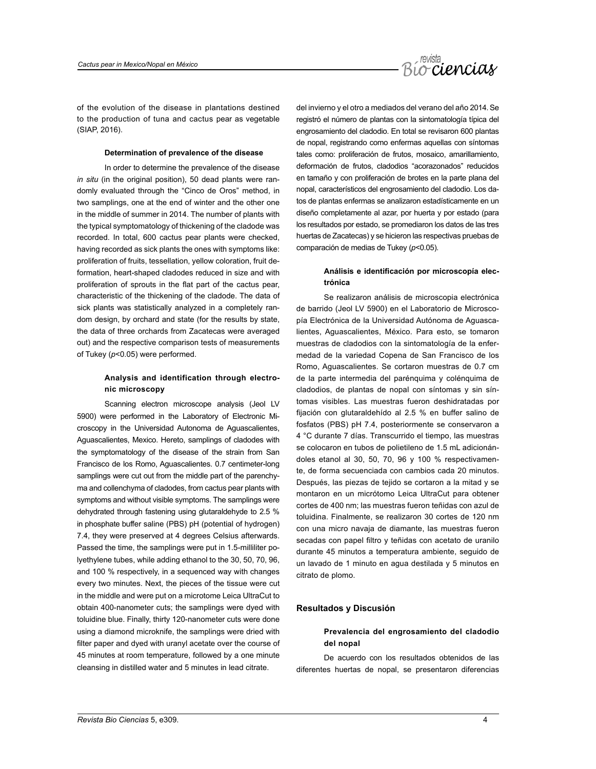of the evolution of the disease in plantations destined to the production of tuna and cactus pear as vegetable (SIAP, 2016).

#### Determination of prevalence of the disease

In order to determine the prevalence of the disease *in situ* (in the original position), 50 dead plants were randomly evaluated through the "Cinco de Oros" method, in two samplings, one at the end of winter and the other one in the middle of summer in 2014. The number of plants with the typical symptomatology of thickening of the cladode was recorded. In total, 600 cactus pear plants were checked, having recorded as sick plants the ones with symptoms like: proliferation of fruits, tessellation, yellow coloration, fruit deformation, heart-shaped cladodes reduced in size and with proliferation of sprouts in the flat part of the cactus pear, characteristic of the thickening of the cladode. The data of sick plants was statistically analyzed in a completely random design, by orchard and state (for the results by state, the data of three orchards from Zacatecas were averaged out) and the respective comparison tests of measurements of Tukey ($p<0.05$) were performed.

#### Analysis and identification through electronic microscopy

Scanning electron microscope analysis (Jeol LV 5900) were performed in the Laboratory of Electronic Microscopy in the Universidad Autonoma de Aguascalientes, Aguascalientes, Mexico. Hereto, samplings of cladodes with the symptomatology of the disease of the strain from San Francisco de los Romo, Aguascalientes. 0.7 centimeter-long samplings were cut out from the middle part of the parenchyma and collenchyma of cladodes, from cactus pear plants with symptoms and without visible symptoms. The samplings were dehydrated through fastening using glutaraldehyde to 2.5 % in phosphate buffer saline (PBS) pH (potential of hydrogen) 7.4, they were preserved at 4 degrees Celsius afterwards. Passed the time, the samplings were put in 1.5-milliliter polyethylene tubes, while adding ethanol to the 30, 50, 70, 96, and 100 % respectively, in a sequenced way with changes every two minutes. Next, the pieces of the tissue were cut in the middle and were put on a microtome Leica UltraCut to obtain 400-nanometer cuts; the samplings were dyed with toluidine blue. Finally, thirty 120-nanometer cuts were done using a diamond microknife, the samplings were dried with filter paper and dyed with uranyl acetate over the course of 45 minutes at room temperature, followed by a one minute cleansing in distilled water and 5 minutes in lead citrate.

del invierno y el otro a mediados del verano del año 2014. Se registró el número de plantas con la sintomatología típica del engrosamiento del cladodio. En total se revisaron 600 plantas de nopal, registrando como enfermas aquellas con síntomas tales como: proliferación de frutos, mosaico, amarillamiento, deformación de frutos, cladodios "acorazonados" reducidos en tamaño y con proliferación de brotes en la parte plana del nopal, característicos del engrosamiento del cladodio. Los datos de plantas enfermas se analizaron estadísticamente en un diseño completamente al azar, por huerta y por estado (para los resultados por estado, se promediaron los datos de las tres huertas de Zacatecas) y se hicieron las respectivas pruebas de comparación de medias de Tukey ($p<0.05$).

#### Análisis e identificación por microscopía electrónica

Se realizaron análisis de microscopia electrónica de barrido (Jeol LV 5900) en el Laboratorio de Microscopía Electrónica de la Universidad Autónoma de Aguascalientes, Aguascalientes, México. Para esto, se tomaron muestras de cladodios con la sintomatología de la enfermedad de la variedad Copena de San Francisco de los Romo, Aguascalientes. Se cortaron muestras de 0.7 cm de la parte intermedia del parénquima y colénquima de cladodios, de plantas de nopal con síntomas y sin síntomas visibles. Las muestras fueron deshidratadas por fijación con glutaraldehído al 2.5 % en buffer salino de fosfatos (PBS) pH 7.4, posteriormente se conservaron a 4 °C durante 7 días. Transcurrido el tiempo, las muestras se colocaron en tubos de polietileno de 1.5 mL adicionándoles etanol al 30, 50, 70, 96 y 100 % respectivamente, de forma secuenciada con cambios cada 20 minutos. Después, las piezas de tejido se cortaron a la mitad y se montaron en un micrótomo Leica UltraCut para obtener cortes de 400 nm; las muestras fueron teñidas con azul de toluidina. Finalmente, se realizaron 30 cortes de 120 nm con una micro navaja de diamante, las muestras fueron secadas con papel filtro y teñidas con acetato de uranilo durante 45 minutos a temperatura ambiente, seguido de un lavado de 1 minuto en agua destilada y 5 minutos en citrato de plomo.

### Resultados y Discusión

#### Prevalencia del engrosamiento del cladodio del nopal

De acuerdo con los resultados obtenidos de las diferentes huertas de nopal, se presentaron diferencias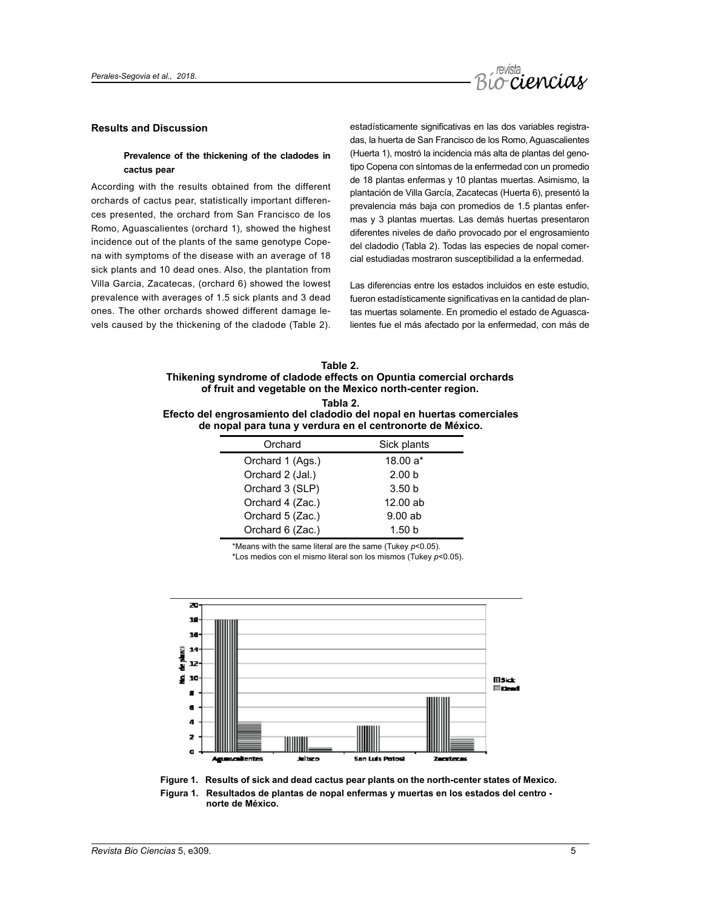## Results and Discussion

### Prevalence of the thickening of the cladodes in cactus pear

According with the results obtained from the different orchards of cactus pear, statistically important differences presented, the orchard from San Francisco de los Romo, Aguascalientes (orchard 1), showed the highest incidence out of the plants of the same genotype Copena with symptoms of the disease with an average of 18 sick plants and 10 dead ones. Also, the plantation from Villa Garcia, Zacatecas, (orchard 6) showed the lowest prevalence with averages of 1.5 sick plants and 3 dead ones. The other orchards showed different damage levels caused by the thickening of the cladode (Table 2).

estadísticamente significativas en las dos variables registradas, la huerta de San Francisco de los Romo, Aguascalientes (Huerta 1), mostró la incidencia más alta de plantas del genotipo Copena con síntomas de la enfermedad con un promedio de 18 plantas enfermas y 10 plantas muertas. Asimismo, la plantación de Villa García, Zacatecas (Huerta 6), presentó la prevalencia más baja con promedios de 1.5 plantas enfermas y 3 plantas muertas. Las demás huertas presentaron diferentes niveles de daño provocado por el engrosamiento del cladodio (Tabla 2). Todas las especies de nopal comercial estudiadas mostraron susceptibilidad a la enfermedad.

Las diferencias entre los estados incluidos en este estudio, fueron estadísticamente significativas en la cantidad de plantas muertas solamente. En promedio el estado de Aguascalientes fue el más afectado por la enfermedad, con más de

**Table 2.**
**Thikening syndrome of cladode effects on Opuntia comercial orchards of fruit and vegetable on the Mexico north-center region.**

**Tabla 2.**
**Efecto del engrosamiento del cladodio del nopal en huertas comerciales de nopal para tuna y verdura en el centronorte de México.**

| Orchard | Sick plants |
|---|---|
| Orchard 1 (Ags.) | 18.00 a* |
| Orchard 2 (Jal.) | 2.00 b |
| Orchard 3 (SLP) | 3.50 b |
| Orchard 4 (Zac.) | 12.00 ab |
| Orchard 5 (Zac.) | 9.00 ab |
| Orchard 6 (Zac.) | 1.50 b |

*Means with the same literal are the same (Tukey $p$<0.05).
*Los medios con el mismo literal son los mismos (Tukey $p$<0.05).

**Figure 1. Results of sick and dead cactus pear plants on the north-center states of Mexico.**
**Figura 1. Resultados de plantas de nopal enfermas y muertas en los estados del centro - norte de México.**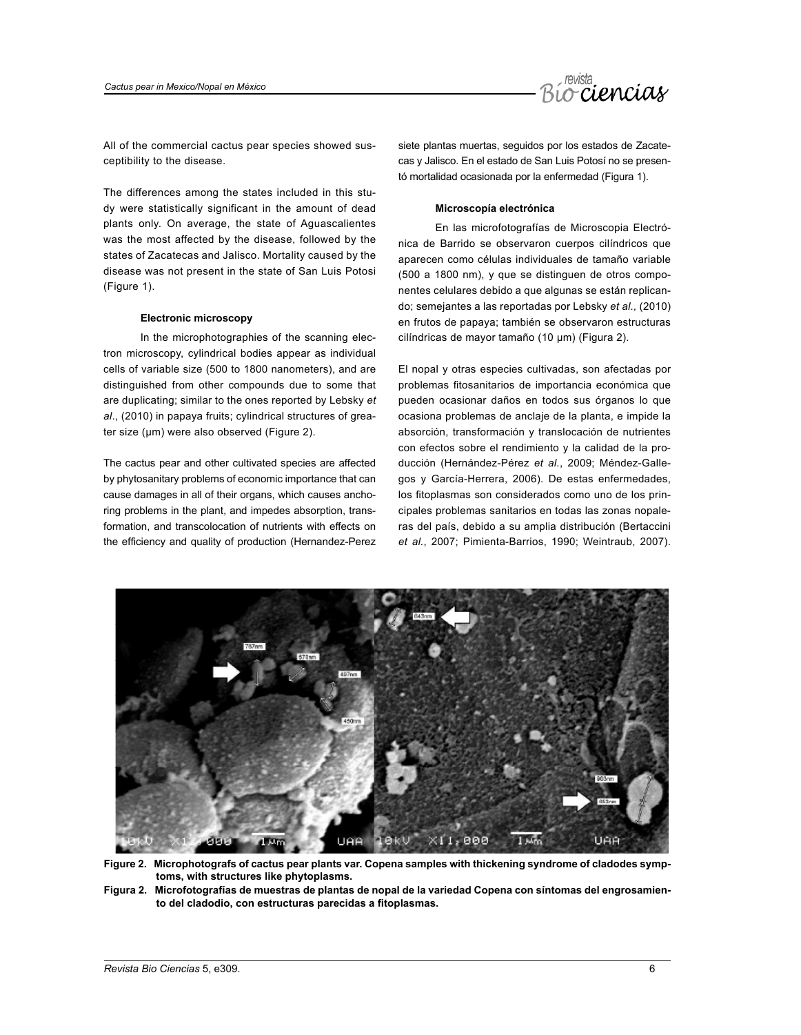All of the commercial cactus pear species showed susceptibility to the disease.

The differences among the states included in this study were statistically significant in the amount of dead plants only. On average, the state of Aguascalientes was the most affected by the disease, followed by the states of Zacatecas and Jalisco. Mortality caused by the disease was not present in the state of San Luis Potosi (Figure 1).

#### Electronic microscopy

In the microphotographies of the scanning electron microscopy, cylindrical bodies appear as individual cells of variable size (500 to 1800 nanometers), and are distinguished from other compounds due to some that are duplicating; similar to the ones reported by Lebsky *et al*., (2010) in papaya fruits; cylindrical structures of greater size (µm) were also observed (Figure 2).

The cactus pear and other cultivated species are affected by phytosanitary problems of economic importance that can cause damages in all of their organs, which causes anchoring problems in the plant, and impedes absorption, transformation, and transcolocation of nutrients with effects on the efficiency and quality of production (Hernandez-Perez

siete plantas muertas, seguidos por los estados de Zacatecas y Jalisco. En el estado de San Luis Potosí no se presentó mortalidad ocasionada por la enfermedad (Figura 1).

#### Microscopía electrónica

En las microfotografías de Microscopia Electrónica de Barrido se observaron cuerpos cilíndricos que aparecen como células individuales de tamaño variable (500 a 1800 nm), y que se distinguen de otros componentes celulares debido a que algunas se están replicando; semejantes a las reportadas por Lebsky *et al.,* (2010) en frutos de papaya; también se observaron estructuras cilíndricas de mayor tamaño (10 µm) (Figura 2).

El nopal y otras especies cultivadas, son afectadas por problemas fitosanitarios de importancia económica que pueden ocasionar daños en todos sus órganos lo que ocasiona problemas de anclaje de la planta, e impide la absorción, transformación y translocación de nutrientes con efectos sobre el rendimiento y la calidad de la producción (Hernández-Pérez *et al.*, 2009; Méndez-Gallegos y García-Herrera, 2006). De estas enfermedades, los fitoplasmas son considerados como uno de los principales problemas sanitarios en todas las zonas nopaleras del país, debido a su amplia distribución (Bertaccini *et al.*, 2007; Pimienta-Barrios, 1990; Weintraub, 2007).

**Figure 2. Microphotografs of cactus pear plants var. Copena samples with thickening syndrome of cladodes symptoms, with structures like phytoplasms.**

**Figura 2. Microfotografías de muestras de plantas de nopal de la variedad Copena con síntomas del engrosamiento del cladodio, con estructuras parecidas a fitoplasmas.**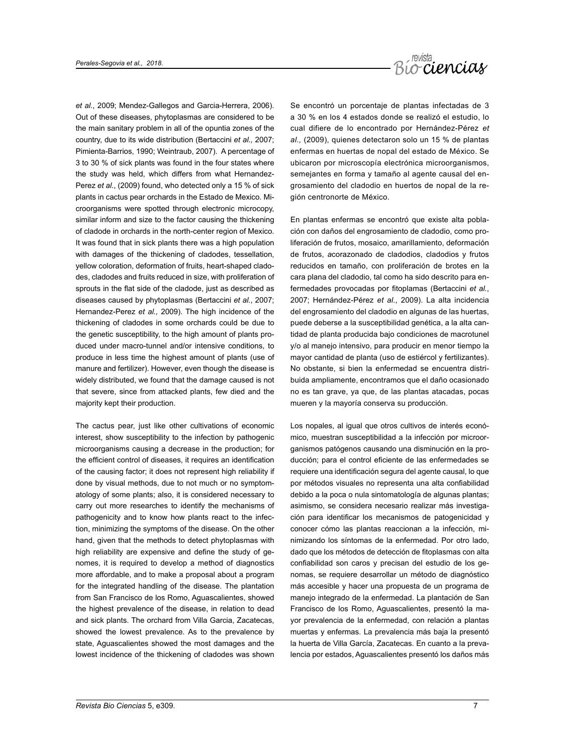*et al*., 2009; Mendez-Gallegos and Garcia-Herrera, 2006). Out of these diseases, phytoplasmas are considered to be the main sanitary problem in all of the opuntia zones of the country, due to its wide distribution (Bertaccini *et al.,* 2007; Pimienta-Barrios, 1990; Weintraub, 2007). A percentage of 3 to 30 % of sick plants was found in the four states where the study was held, which differs from what Hernandez-Perez *et al*., (2009) found, who detected only a 15 % of sick plants in cactus pear orchards in the Estado de Mexico. Microorganisms were spotted through electronic microcopy, similar inform and size to the factor causing the thickening of cladode in orchards in the north-center region of Mexico. It was found that in sick plants there was a high population with damages of the thickening of cladodes, tessellation, yellow coloration, deformation of fruits, heart-shaped cladodes, cladodes and fruits reduced in size, with proliferation of sprouts in the flat side of the cladode, just as described as diseases caused by phytoplasmas (Bertaccini *et al*., 2007; Hernandez-Perez *et al.,* 2009). The high incidence of the thickening of cladodes in some orchards could be due to the genetic susceptibility, to the high amount of plants produced under macro-tunnel and/or intensive conditions, to produce in less time the highest amount of plants (use of manure and fertilizer). However, even though the disease is widely distributed, we found that the damage caused is not that severe, since from attacked plants, few died and the majority kept their production.

The cactus pear, just like other cultivations of economic interest, show susceptibility to the infection by pathogenic microorganisms causing a decrease in the production; for the efficient control of diseases, it requires an identification of the causing factor; it does not represent high reliability if done by visual methods, due to not much or no symptomatology of some plants; also, it is considered necessary to carry out more researches to identify the mechanisms of pathogenicity and to know how plants react to the infection, minimizing the symptoms of the disease. On the other hand, given that the methods to detect phytoplasmas with high reliability are expensive and define the study of genomes, it is required to develop a method of diagnostics more affordable, and to make a proposal about a program for the integrated handling of the disease. The plantation from San Francisco de los Romo, Aguascalientes, showed the highest prevalence of the disease, in relation to dead and sick plants. The orchard from Villa Garcia, Zacatecas, showed the lowest prevalence. As to the prevalence by state, Aguascalientes showed the most damages and the lowest incidence of the thickening of cladodes was shown

Se encontró un porcentaje de plantas infectadas de 3 a 30 % en los 4 estados donde se realizó el estudio, lo cual difiere de lo encontrado por Hernández-Pérez *et al.,* (2009), quienes detectaron solo un 15 % de plantas enfermas en huertas de nopal del estado de México. Se ubicaron por microscopía electrónica microorganismos, semejantes en forma y tamaño al agente causal del engrosamiento del cladodio en huertos de nopal de la región centronorte de México.

En plantas enfermas se encontró que existe alta población con daños del engrosamiento de cladodio, como proliferación de frutos, mosaico, amarillamiento, deformación de frutos, acorazonado de cladodios, cladodios y frutos reducidos en tamaño, con proliferación de brotes en la cara plana del cladodio, tal como ha sido descrito para enfermedades provocadas por fitoplamas (Bertaccini *et al.*, 2007; Hernández-Pérez *et al.*, 2009). La alta incidencia del engrosamiento del cladodio en algunas de las huertas, puede deberse a la susceptibilidad genética, a la alta cantidad de planta producida bajo condiciones de macrotunel y/o al manejo intensivo, para producir en menor tiempo la mayor cantidad de planta (uso de estiércol y fertilizantes). No obstante, si bien la enfermedad se encuentra distribuida ampliamente, encontramos que el daño ocasionado no es tan grave, ya que, de las plantas atacadas, pocas mueren y la mayoría conserva su producción.

Los nopales, al igual que otros cultivos de interés económico, muestran susceptibilidad a la infección por microorganismos patógenos causando una disminución en la producción; para el control eficiente de las enfermedades se requiere una identificación segura del agente causal, lo que por métodos visuales no representa una alta confiabilidad debido a la poca o nula sintomatología de algunas plantas; asimismo, se considera necesario realizar más investigación para identificar los mecanismos de patogenicidad y conocer cómo las plantas reaccionan a la infección, minimizando los síntomas de la enfermedad. Por otro lado, dado que los métodos de detección de fitoplasmas con alta confiabilidad son caros y precisan del estudio de los genomas, se requiere desarrollar un método de diagnóstico más accesible y hacer una propuesta de un programa de manejo integrado de la enfermedad. La plantación de San Francisco de los Romo, Aguascalientes, presentó la mayor prevalencia de la enfermedad, con relación a plantas muertas y enfermas. La prevalencia más baja la presentó la huerta de Villa García, Zacatecas. En cuanto a la prevalencia por estados, Aguascalientes presentó los daños más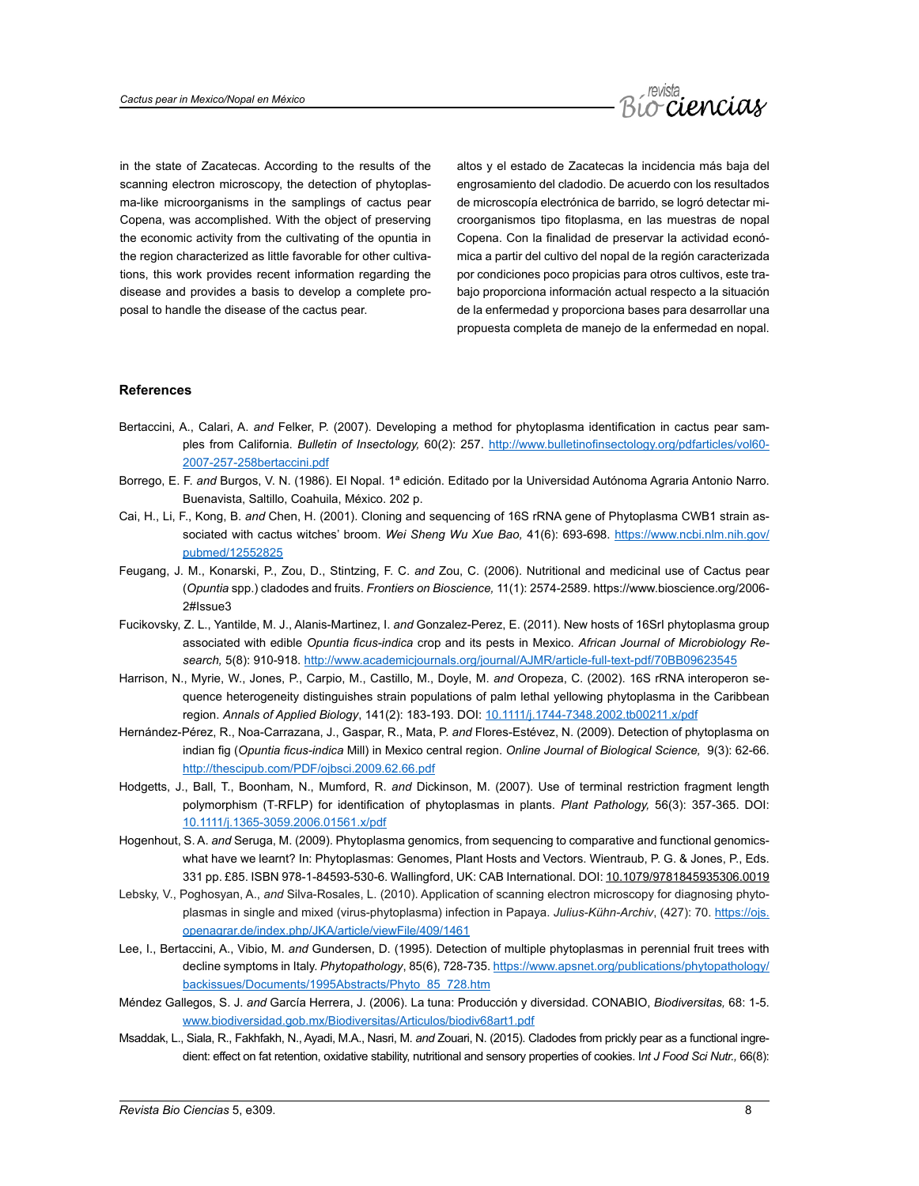in the state of Zacatecas. According to the results of the scanning electron microscopy, the detection of phytoplasma-like microorganisms in the samplings of cactus pear Copena, was accomplished. With the object of preserving the economic activity from the cultivating of the opuntia in the region characterized as little favorable for other cultivations, this work provides recent information regarding the disease and provides a basis to develop a complete proposal to handle the disease of the cactus pear.

altos y el estado de Zacatecas la incidencia más baja del engrosamiento del cladodio. De acuerdo con los resultados de microscopía electrónica de barrido, se logró detectar microorganismos tipo fitoplasma, en las muestras de nopal Copena. Con la finalidad de preservar la actividad económica a partir del cultivo del nopal de la región caracterizada por condiciones poco propicias para otros cultivos, este trabajo proporciona información actual respecto a la situación de la enfermedad y proporciona bases para desarrollar una propuesta completa de manejo de la enfermedad en nopal.

## References

Bertaccini, A., Calari, A. *and* Felker, P. (2007). Developing a method for phytoplasma identification in cactus pear samples from California. *Bulletin of Insectology,* 60(2): 257. http://www.bulletinofinsectology.org/pdfarticles/vol60-2007-257-258bertaccini.pdf

Borrego, E. F. *and* Burgos, V. N. (1986). El Nopal. 1ª edición. Editado por la Universidad Autónoma Agraria Antonio Narro. Buenavista, Saltillo, Coahuila, México. 202 p.

Cai, H., Li, F., Kong, B. *and* Chen, H. (2001). Cloning and sequencing of 16S rRNA gene of Phytoplasma CWB1 strain associated with cactus witches' broom. *Wei Sheng Wu Xue Bao,* 41(6): 693-698. https://www.ncbi.nlm.nih.gov/pubmed/12552825

Feugang, J. M., Konarski, P., Zou, D., Stintzing, F. C. *and* Zou, C. (2006). Nutritional and medicinal use of Cactus pear (*Opuntia* spp.) cladodes and fruits. *Frontiers on Bioscience,* 11(1): 2574-2589. https://www.bioscience.org/2006-2#Issue3

Fucikovsky, Z. L., Yantilde, M. J., Alanis-Martinez, I. *and* Gonzalez-Perez, E. (2011). New hosts of 16SrI phytoplasma group associated with edible *Opuntia ficus-indica* crop and its pests in Mexico. *African Journal of Microbiology Research,* 5(8): 910-918. http://www.academicjournals.org/journal/AJMR/article-full-text-pdf/70BB09623545

Harrison, N., Myrie, W., Jones, P., Carpio, M., Castillo, M., Doyle, M. *and* Oropeza, C. (2002). 16S rRNA interoperon sequence heterogeneity distinguishes strain populations of palm lethal yellowing phytoplasma in the Caribbean region. *Annals of Applied Biology*, 141(2): 183-193. DOI: 10.1111/j.1744-7348.2002.tb00211.x/pdf

Hernández-Pérez, R., Noa-Carrazana, J., Gaspar, R., Mata, P. *and* Flores-Estévez, N. (2009). Detection of phytoplasma on indian fig (*Opuntia ficus-indica* Mill) in Mexico central region. *Online Journal of Biological Science,* 9(3): 62-66. http://thescipub.com/PDF/ojbsci.2009.62.66.pdf

Hodgetts, J., Ball, T., Boonham, N., Mumford, R. *and* Dickinson, M. (2007). Use of terminal restriction fragment length polymorphism (T-RFLP) for identification of phytoplasmas in plants. *Plant Pathology,* 56(3): 357-365. DOI: 10.1111/j.1365-3059.2006.01561.x/pdf

Hogenhout, S. A. *and* Seruga, M. (2009). Phytoplasma genomics, from sequencing to comparative and functional genomics-what have we learnt? In: Phytoplasmas: Genomes, Plant Hosts and Vectors. Wientraub, P. G. & Jones, P., Eds. 331 pp. £85. ISBN 978-1-84593-530-6. Wallingford, UK: CAB International. DOI: 10.1079/9781845935306.0019

Lebsky, V., Poghosyan, A., *and* Silva-Rosales, L. (2010). Application of scanning electron microscopy for diagnosing phytoplasmas in single and mixed (virus-phytoplasma) infection in Papaya. *Julius-Kühn-Archiv*, (427): 70. https://ojs.openagrar.de/index.php/JKA/article/viewFile/409/1461

Lee, I., Bertaccini, A., Vibio, M. *and* Gundersen, D. (1995). Detection of multiple phytoplasmas in perennial fruit trees with decline symptoms in Italy. *Phytopathology*, 85(6), 728-735. https://www.apsnet.org/publications/phytopathology/backissues/Documents/1995Abstracts/Phyto_85_728.htm

Méndez Gallegos, S. J. *and* García Herrera, J. (2006). La tuna: Producción y diversidad. CONABIO, *Biodiversitas,* 68: 1-5. www.biodiversidad.gob.mx/Biodiversitas/Articulos/biodiv68art1.pdf

Msaddak, L., Siala, R., Fakhfakh, N., Ayadi, M.A., Nasri, M. *and* Zouari, N. (2015). Cladodes from prickly pear as a functional ingredient: effect on fat retention, oxidative stability, nutritional and sensory properties of cookies. *Int J Food Sci Nutr.,* 66(8):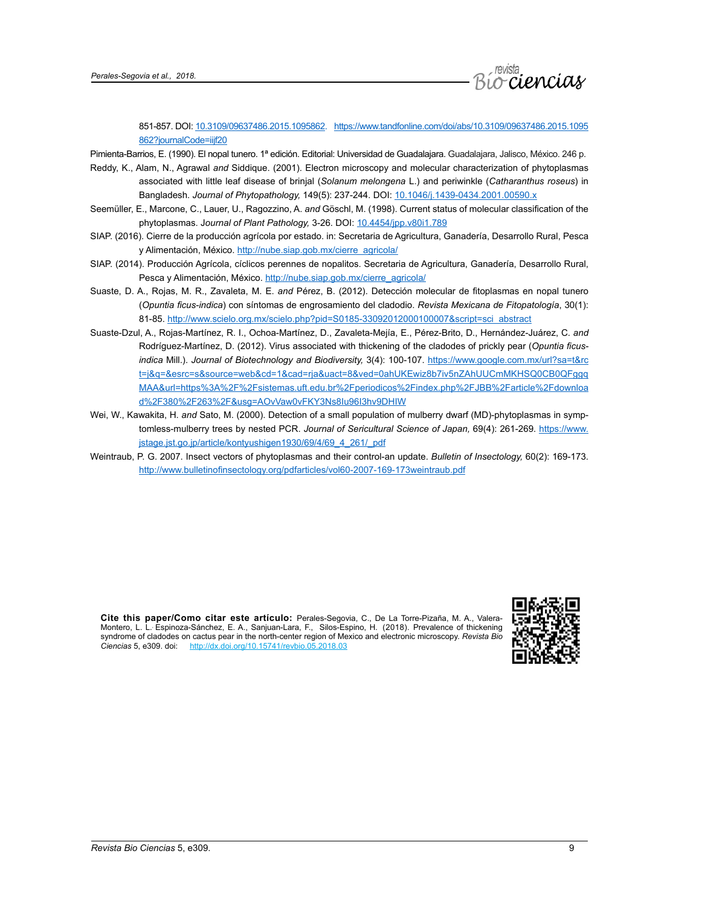851-857. DOI: 10.3109/09637486.2015.1095862. https://www.tandfonline.com/doi/abs/10.3109/09637486.2015.1095862?journalCode=iijf20

Pimienta-Barrios, E. (1990). El nopal tunero. 1ª edición. Editorial: Universidad de Guadalajara. Guadalajara, Jalisco, México. 246 p.

Reddy, K., Alam, N., Agrawal *and* Siddique. (2001). Electron microscopy and molecular characterization of phytoplasmas associated with little leaf disease of brinjal (*Solanum melongena* L.) and periwinkle (*Catharanthus roseus*) in Bangladesh. *Journal of Phytopathology,* 149(5): 237-244. DOI: 10.1046/j.1439-0434.2001.00590.x

Seemüller, E., Marcone, C., Lauer, U., Ragozzino, A. *and* Göschl, M. (1998). Current status of molecular classification of the phytoplasmas. *Journal of Plant Pathology,* 3-26. DOI: 10.4454/jpp.v80i1.789

SIAP. (2016). Cierre de la producción agrícola por estado. in: Secretaria de Agricultura, Ganadería, Desarrollo Rural, Pesca y Alimentación, México. http://nube.siap.gob.mx/cierre_agricola/

SIAP. (2014). Producción Agrícola, cíclicos perennes de nopalitos. Secretaria de Agricultura, Ganadería, Desarrollo Rural, Pesca y Alimentación, México. http://nube.siap.gob.mx/cierre_agricola/

Suaste, D. A., Rojas, M. R., Zavaleta, M. E. *and* Pérez, B. (2012). Detección molecular de fitoplasmas en nopal tunero (*Opuntia ficus-indica*) con síntomas de engrosamiento del cladodio. *Revista Mexicana de Fitopatología*, 30(1): 81-85. http://www.scielo.org.mx/scielo.php?pid=S0185-33092012000100007&script=sci_abstract

Suaste-Dzul, A., Rojas-Martínez, R. I., Ochoa-Martínez, D., Zavaleta-Mejía, E., Pérez-Brito, D., Hernández-Juárez, C. *and* Rodríguez-Martínez, D. (2012). Virus associated with thickening of the cladodes of prickly pear (*Opuntia ficus-indica* Mill.). *Journal of Biotechnology and Biodiversity,* 3(4): 100-107. https://www.google.com.mx/url?sa=t&rct=j&q=&esrc=s&source=web&cd=1&cad=rja&uact=8&ved=0ahUKEwiz8b7iv5nZAhUUCmMKHSQ0CB0QFgqqMAA&url=https%3A%2F%2Fsistemas.uft.edu.br%2Fperiodicos%2Findex.php%2FJBB%2Farticle%2Fdownload%2F380%2F263%2F&usg=AOvVaw0vFKY3Ns8Iu96I3hv9DHIW

Wei, W., Kawakita, H. *and* Sato, M. (2000). Detection of a small population of mulberry dwarf (MD)-phytoplasmas in symptomless-mulberry trees by nested PCR. *Journal of Sericultural Science of Japan,* 69(4): 261-269. https://www.jstage.jst.go.jp/article/kontyushigen1930/69/4/69_4_261/_pdf

Weintraub, P. G. 2007. Insect vectors of phytoplasmas and their control-an update. *Bulletin of Insectology,* 60(2): 169-173. http://www.bulletinofinsectology.org/pdfarticles/vol60-2007-169-173weintraub.pdf

**Cite this paper/Como citar este artículo:** Perales-Segovia, C., De La Torre-Pizaña, M. A., Valera-Montero, L. L. Espinoza-Sánchez, E. A., Sanjuan-Lara, F., Silos-Espino, H. (2018). Prevalence of thickening syndrome of cladodes on cactus pear in the north-center region of Mexico and electronic microscopy. *Revista Bio Ciencias* 5, e309. doi: http://dx.doi.org/10.15741/revbio.05.2018.03